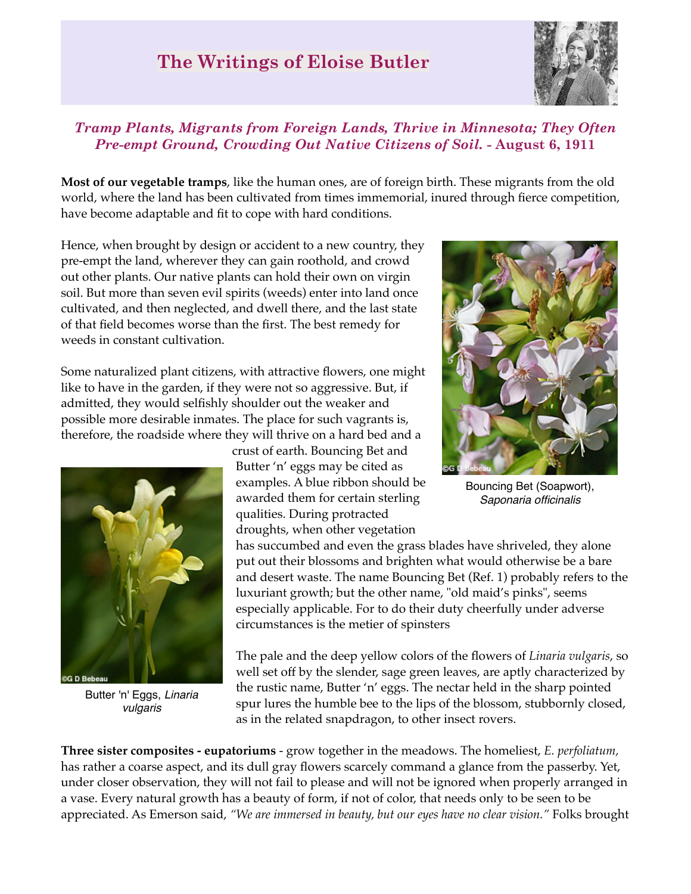# The Writings of Eloise Butler

### *Tramp Plants, Migrants from Foreign Lands, Thrive in Minnesota; They Often Pre-empt Ground, Crowding Out Native Citizens of Soil.* - August 6, 1911

**Most of our vegetable tramps**, like the human ones, are of foreign birth. These migrants from the old world, where the land has been cultivated from times immemorial, inured through fierce competition, have become adaptable and fit to cope with hard conditions.

Hence, when brought by design or accident to a new country, they pre-empt the land, wherever they can gain roothold, and crowd out other plants. Our native plants can hold their own on virgin soil. But more than seven evil spirits (weeds) enter into land once cultivated, and then neglected, and dwell there, and the last state of that field becomes worse than the first. The best remedy for weeds in constant cultivation.

Some naturalized plant citizens, with attractive flowers, one might like to have in the garden, if they were not so aggressive. But, if admitted, they would selfishly shoulder out the weaker and possible more desirable inmates. The place for such vagrants is, therefore, the roadside where they will thrive on a hard bed and a crust of earth. Bouncing Bet and Butter 'n' eggs may be cited as examples. A blue ribbon should be awarded them for certain sterling qualities. During protracted droughts, when other vegetation has succumbed and even the grass blades have shriveled, they alone put out their blossoms and brighten what would otherwise be a bare and desert waste. The name Bouncing Bet (Ref. 1) probably refers to the luxuriant growth; but the other name, "old maid's pinks", seems especially applicable. For to do their duty cheerfully under adverse circumstances is the metier of spinsters

Bouncing Bet (Soapwort), *Saponaria officinalis*

Butter 'n' Eggs, *Linaria vulgaris*

The pale and the deep yellow colors of the flowers of *Linaria vulgaris*, so well set off by the slender, sage green leaves, are aptly characterized by the rustic name, Butter 'n' eggs. The nectar held in the sharp pointed spur lures the humble bee to the lips of the blossom, stubbornly closed, as in the related snapdragon, to other insect rovers.

**Three sister composites - eupatoriums** - grow together in the meadows. The homeliest, *E. perfoliatum,* has rather a coarse aspect, and its dull gray flowers scarcely command a glance from the passerby. Yet, under closer observation, they will not fail to please and will not be ignored when properly arranged in a vase. Every natural growth has a beauty of form, if not of color, that needs only to be seen to be appreciated. As Emerson said, *"We are immersed in beauty, but our eyes have no clear vision."* Folks brought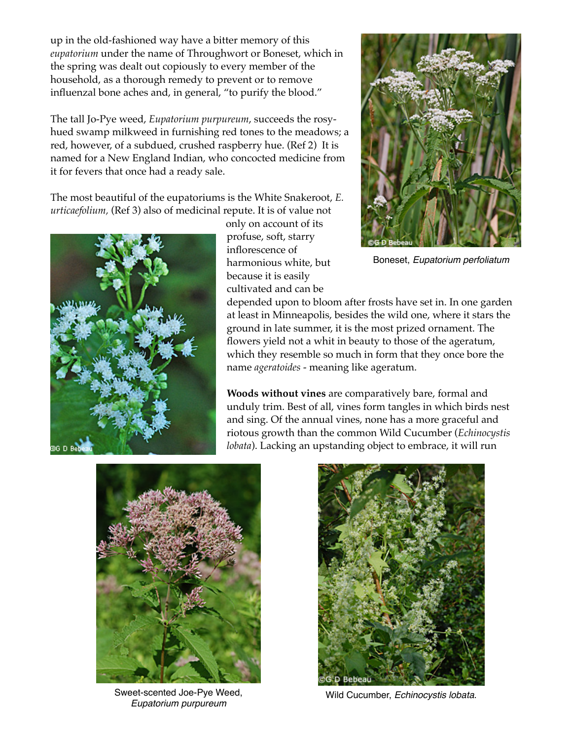up in the old-fashioned way have a bitter memory of this *eupatorium* under the name of Throughwort or Boneset, which in the spring was dealt out copiously to every member of the household, as a thorough remedy to prevent or to remove influenzal bone aches and, in general, "to purify the blood."

The tall Jo-Pye weed, *Eupatorium purpureum*, succeeds the rosy-hued swamp milkweed in furnishing red tones to the meadows; a red, however, of a subdued, crushed raspberry hue. (Ref 2) It is named for a New England Indian, who concocted medicine from it for fevers that once had a ready sale.

The most beautiful of the eupatoriums is the White Snakeroot, *E. urticaefolium,* (Ref 3) also of medicinal repute. It is of value not only on account of its profuse, soft, starry inflorescence of harmonious white, but because it is easily cultivated and can be depended upon to bloom after frosts have set in. In one garden at least in Minneapolis, besides the wild one, where it stars the ground in late summer, it is the most prized ornament. The flowers yield not a whit in beauty to those of the ageratum, which they resemble so much in form that they once bore the name *ageratoides* - meaning like ageratum.

**Woods without vines** are comparatively bare, formal and unduly trim. Best of all, vines form tangles in which birds nest and sing. Of the annual vines, none has a more graceful and riotous growth than the common Wild Cucumber (*Echinocystis lobata*). Lacking an upstanding object to embrace, it will run

Boneset, *Eupatorium perfoliatum*

Sweet-scented Joe-Pye Weed, *Eupatorium purpureum*

Wild Cucumber, *Echinocystis lobata*.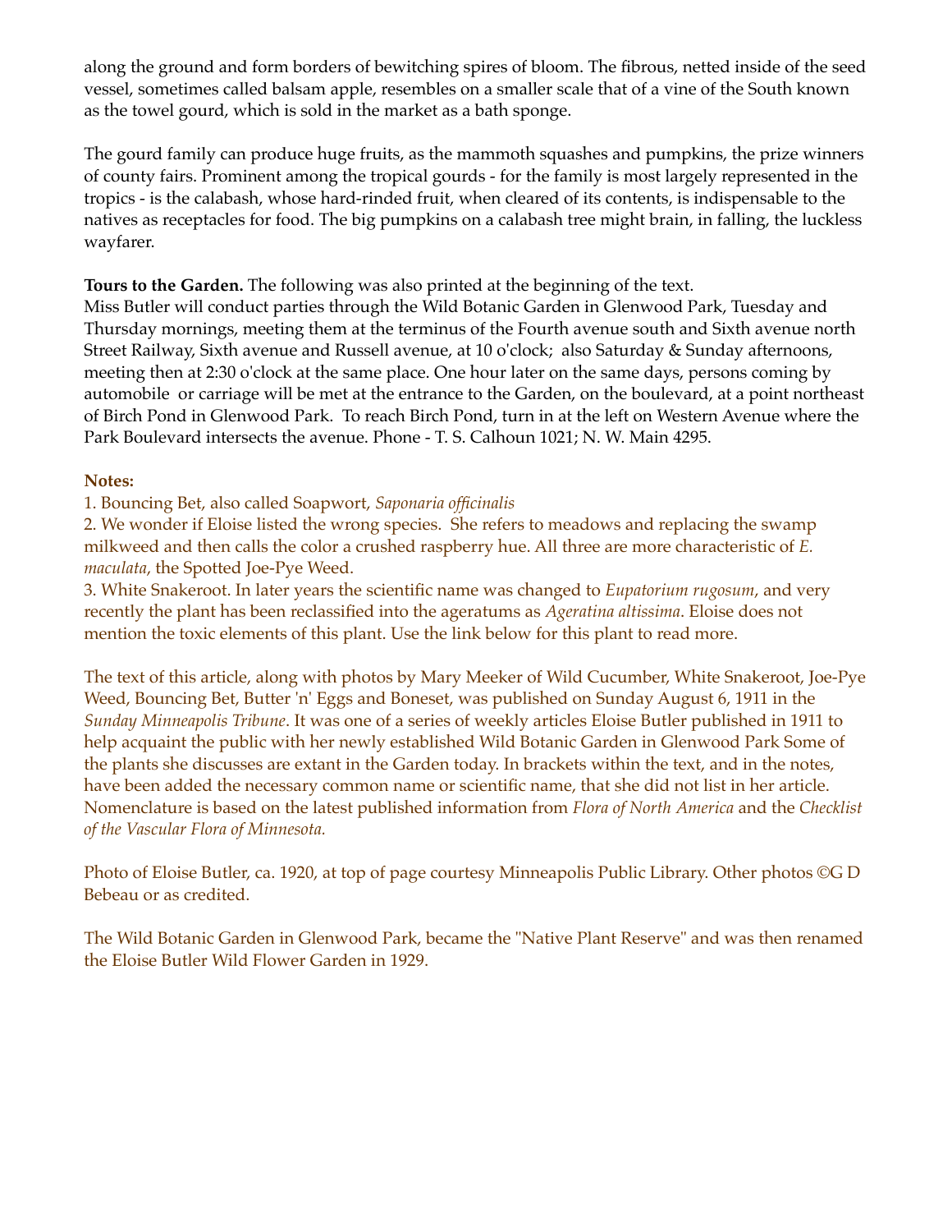along the ground and form borders of bewitching spires of bloom. The fibrous, netted inside of the seed vessel, sometimes called balsam apple, resembles on a smaller scale that of a vine of the South known as the towel gourd, which is sold in the market as a bath sponge.

The gourd family can produce huge fruits, as the mammoth squashes and pumpkins, the prize winners of county fairs. Prominent among the tropical gourds - for the family is most largely represented in the tropics - is the calabash, whose hard-rinded fruit, when cleared of its contents, is indispensable to the natives as receptacles for food. The big pumpkins on a calabash tree might brain, in falling, the luckless wayfarer.

**Tours to the Garden.** The following was also printed at the beginning of the text.
Miss Butler will conduct parties through the Wild Botanic Garden in Glenwood Park, Tuesday and Thursday mornings, meeting them at the terminus of the Fourth avenue south and Sixth avenue north Street Railway, Sixth avenue and Russell avenue, at 10 o'clock; also Saturday & Sunday afternoons, meeting then at 2:30 o'clock at the same place. One hour later on the same days, persons coming by automobile or carriage will be met at the entrance to the Garden, on the boulevard, at a point northeast of Birch Pond in Glenwood Park. To reach Birch Pond, turn in at the left on Western Avenue where the Park Boulevard intersects the avenue. Phone - T. S. Calhoun 1021; N. W. Main 4295.

**Notes:**

1. Bouncing Bet, also called Soapwort, *Saponaria officinalis*
2. We wonder if Eloise listed the wrong species. She refers to meadows and replacing the swamp milkweed and then calls the color a crushed raspberry hue. All three are more characteristic of *E. maculata*, the Spotted Joe-Pye Weed.
3. White Snakeroot. In later years the scientific name was changed to *Eupatorium rugosum*, and very recently the plant has been reclassified into the ageratums as *Ageratina altissima*. Eloise does not mention the toxic elements of this plant. Use the link below for this plant to read more.

The text of this article, along with photos by Mary Meeker of Wild Cucumber, White Snakeroot, Joe-Pye Weed, Bouncing Bet, Butter 'n' Eggs and Boneset, was published on Sunday August 6, 1911 in the *Sunday Minneapolis Tribune*. It was one of a series of weekly articles Eloise Butler published in 1911 to help acquaint the public with her newly established Wild Botanic Garden in Glenwood Park Some of the plants she discusses are extant in the Garden today. In brackets within the text, and in the notes, have been added the necessary common name or scientific name, that she did not list in her article. Nomenclature is based on the latest published information from *Flora of North America* and the *Checklist of the Vascular Flora of Minnesota.*

Photo of Eloise Butler, ca. 1920, at top of page courtesy Minneapolis Public Library. Other photos ©G D Bebeau or as credited.

The Wild Botanic Garden in Glenwood Park, became the "Native Plant Reserve" and was then renamed the Eloise Butler Wild Flower Garden in 1929.